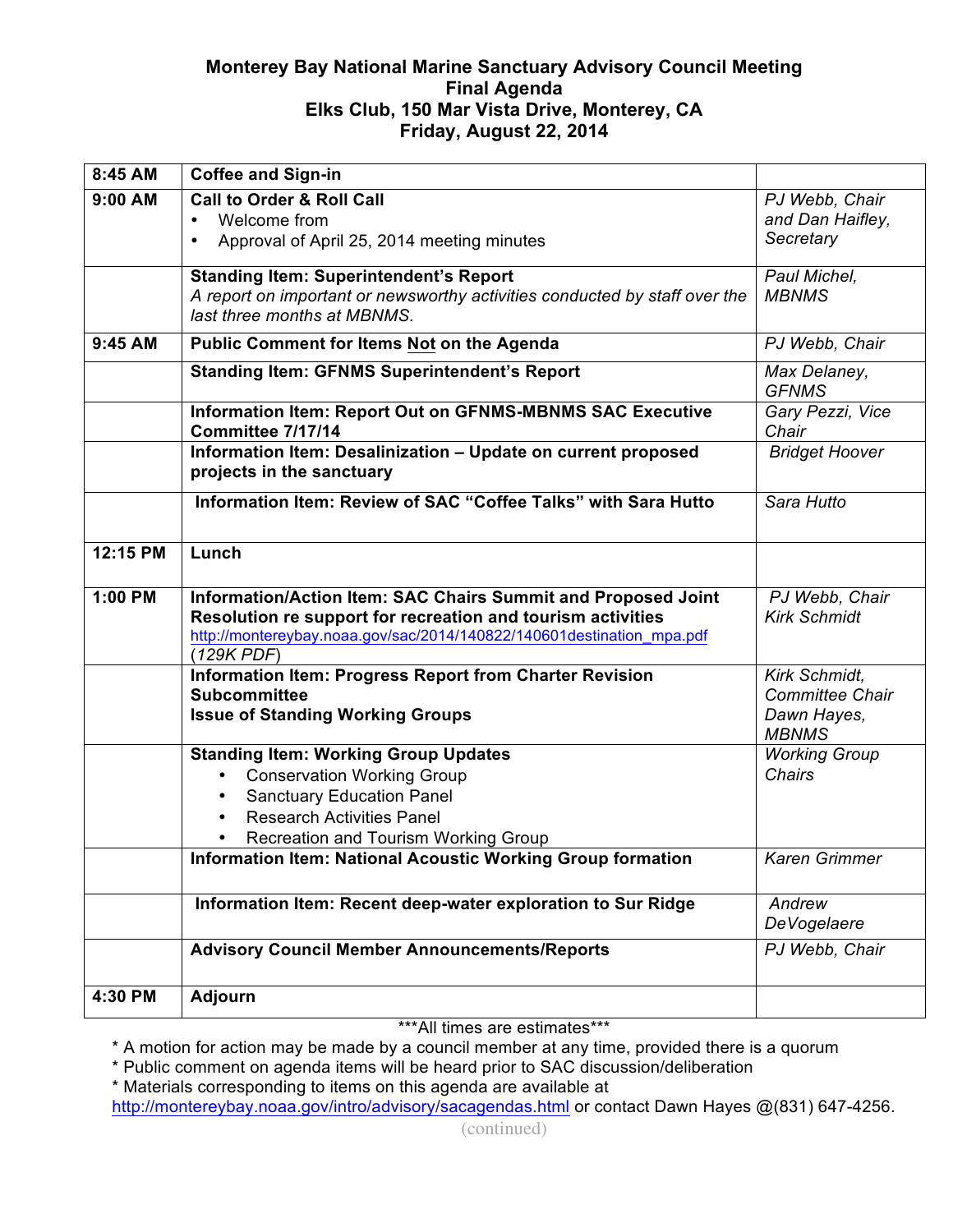# Monterey Bay National Marine Sanctuary Advisory Council Meeting
## Final Agenda
## Elks Club, 150 Mar Vista Drive, Monterey, CA
## Friday, August 22, 2014

| | | |
|---|---|---|
| **8:45 AM** | **Coffee and Sign-in** | |
| **9:00 AM** | **Call to Order & Roll Call**<br>• Welcome from<br>• Approval of April 25, 2014 meeting minutes | *PJ Webb, Chair and Dan Haifley, Secretary* |
| | **Standing Item: Superintendent's Report**<br>*A report on important or newsworthy activities conducted by staff over the last three months at MBNMS.* | *Paul Michel, MBNMS* |
| **9:45 AM** | **Public Comment for Items Not on the Agenda** | *PJ Webb, Chair* |
| | **Standing Item: GFNMS Superintendent's Report** | *Max Delaney, GFNMS* |
| | **Information Item: Report Out on GFNMS-MBNMS SAC Executive Committee 7/17/14** | *Gary Pezzi, Vice Chair* |
| | **Information Item: Desalinization – Update on current proposed projects in the sanctuary** | *Bridget Hoover* |
| | **Information Item: Review of SAC "Coffee Talks" with Sara Hutto** | *Sara Hutto* |
| **12:15 PM** | **Lunch** | |
| **1:00 PM** | **Information/Action Item: SAC Chairs Summit and Proposed Joint Resolution re support for recreation and tourism activities**<br>http://montereybay.noaa.gov/sac/2014/140822/140601destination_mpa.pdf (*129K PDF*) | *PJ Webb, Chair*<br>*Kirk Schmidt* |
| | **Information Item: Progress Report from Charter Revision Subcommittee**<br>**Issue of Standing Working Groups** | *Kirk Schmidt, Committee Chair*<br>*Dawn Hayes, MBNMS* |
| | **Standing Item: Working Group Updates**<br>• Conservation Working Group<br>• Sanctuary Education Panel<br>• Research Activities Panel<br>• Recreation and Tourism Working Group | *Working Group Chairs* |
| | **Information Item: National Acoustic Working Group formation** | *Karen Grimmer* |
| | **Information Item: Recent deep-water exploration to Sur Ridge** | *Andrew DeVogelaere* |
| | **Advisory Council Member Announcements/Reports** | *PJ Webb, Chair* |
| **4:30 PM** | **Adjourn** | |

***All times are estimates***

* A motion for action may be made by a council member at any time, provided there is a quorum
* Public comment on agenda items will be heard prior to SAC discussion/deliberation
* Materials corresponding to items on this agenda are available at http://montereybay.noaa.gov/intro/advisory/sacagendas.html or contact Dawn Hayes @(831) 647-4256.

(continued)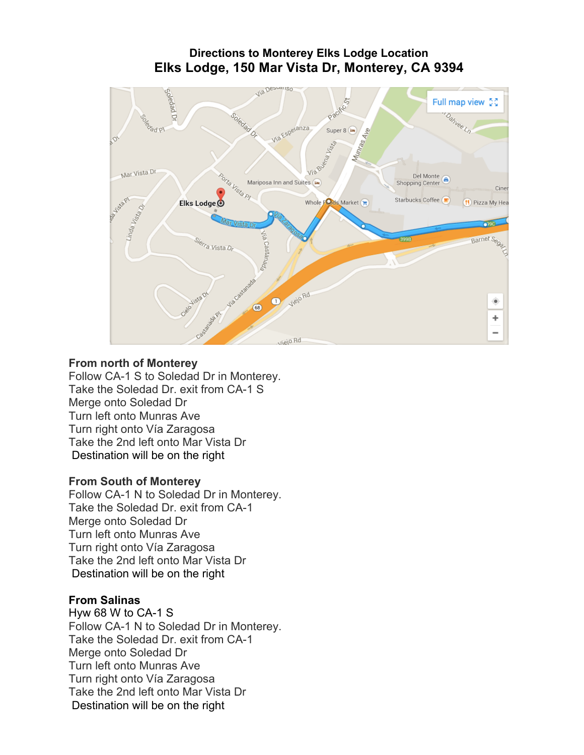# Directions to Monterey Elks Lodge Location

## Elks Lodge, 150 Mar Vista Dr, Monterey, CA 9394

**From north of Monterey**

Follow CA-1 S to Soledad Dr in Monterey.
Take the Soledad Dr. exit from CA-1 S
Merge onto Soledad Dr
Turn left onto Munras Ave
Turn right onto Vía Zaragosa
Take the 2nd left onto Mar Vista Dr
Destination will be on the right

**From South of Monterey**

Follow CA-1 N to Soledad Dr in Monterey.
Take the Soledad Dr. exit from CA-1
Merge onto Soledad Dr
Turn left onto Munras Ave
Turn right onto Vía Zaragosa
Take the 2nd left onto Mar Vista Dr
Destination will be on the right

**From Salinas**

Hyw 68 W to CA-1 S
Follow CA-1 N to Soledad Dr in Monterey.
Take the Soledad Dr. exit from CA-1
Merge onto Soledad Dr
Turn left onto Munras Ave
Turn right onto Vía Zaragosa
Take the 2nd left onto Mar Vista Dr
Destination will be on the right